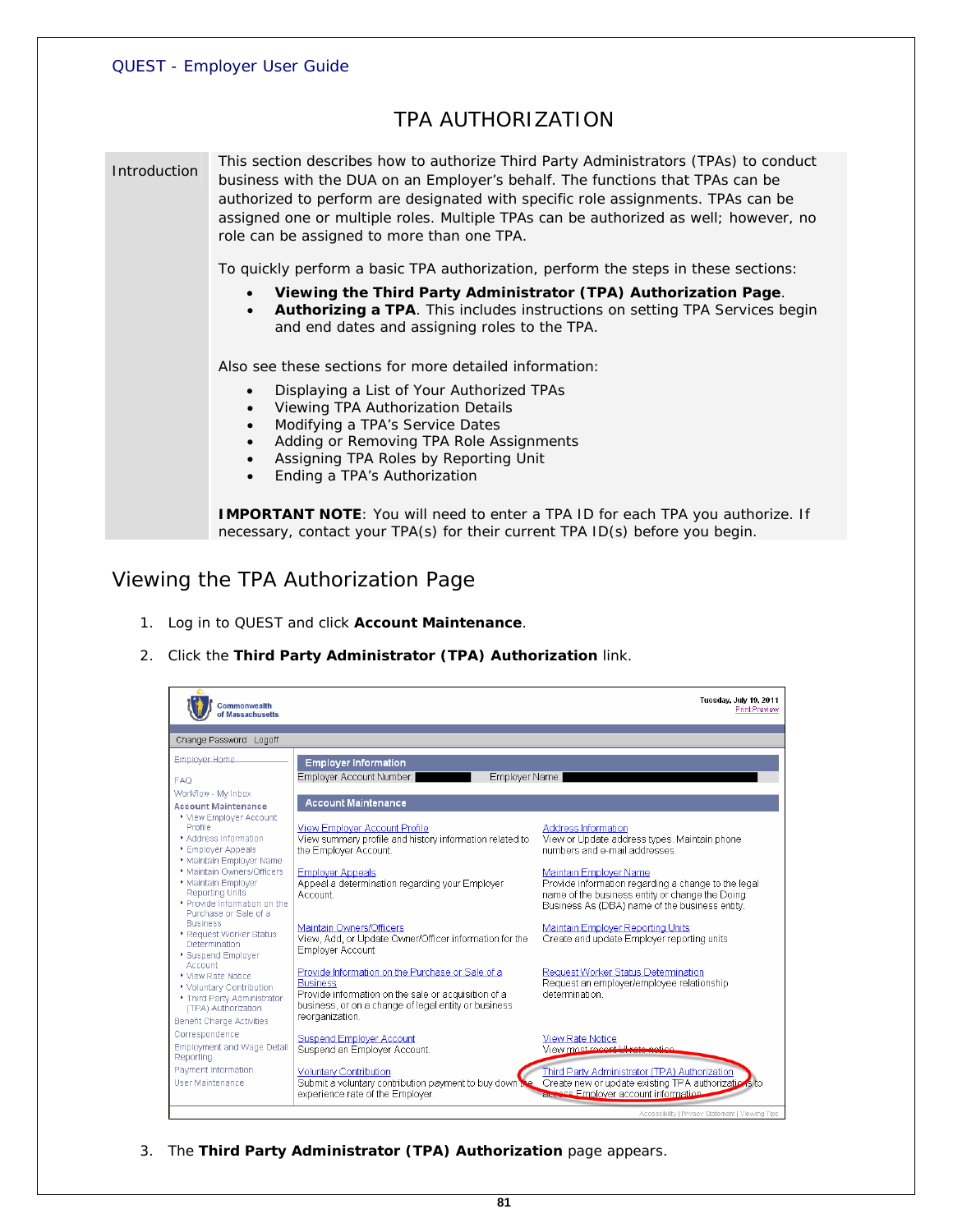# TPA AUTHORIZATION

**Introduction**

This section describes how to authorize Third Party Administrators (TPAs) to conduct business with the DUA on an Employer's behalf. The functions that TPAs can be authorized to perform are designated with specific role assignments. TPAs can be assigned one or multiple roles. Multiple TPAs can be authorized as well; however, no role can be assigned to more than one TPA.

To quickly perform a basic TPA authorization, perform the steps in these sections:

- **Viewing the Third Party Administrator (TPA) Authorization Page**.
- **Authorizing a TPA**. This includes instructions on setting TPA Services begin and end dates and assigning roles to the TPA.

Also see these sections for more detailed information:

- Displaying a List of Your Authorized TPAs
- Viewing TPA Authorization Details
- Modifying a TPA's Service Dates
- Adding or Removing TPA Role Assignments
- Assigning TPA Roles by Reporting Unit
- Ending a TPA's Authorization

**IMPORTANT NOTE**: You will need to enter a TPA ID for each TPA you authorize. If necessary, contact your TPA(s) for their current TPA ID(s) before you begin.

## Viewing the TPA Authorization Page

1. Log in to QUEST and click **Account Maintenance**.
2. Click the **Third Party Administrator (TPA) Authorization** link.

3. The **Third Party Administrator (TPA) Authorization** page appears.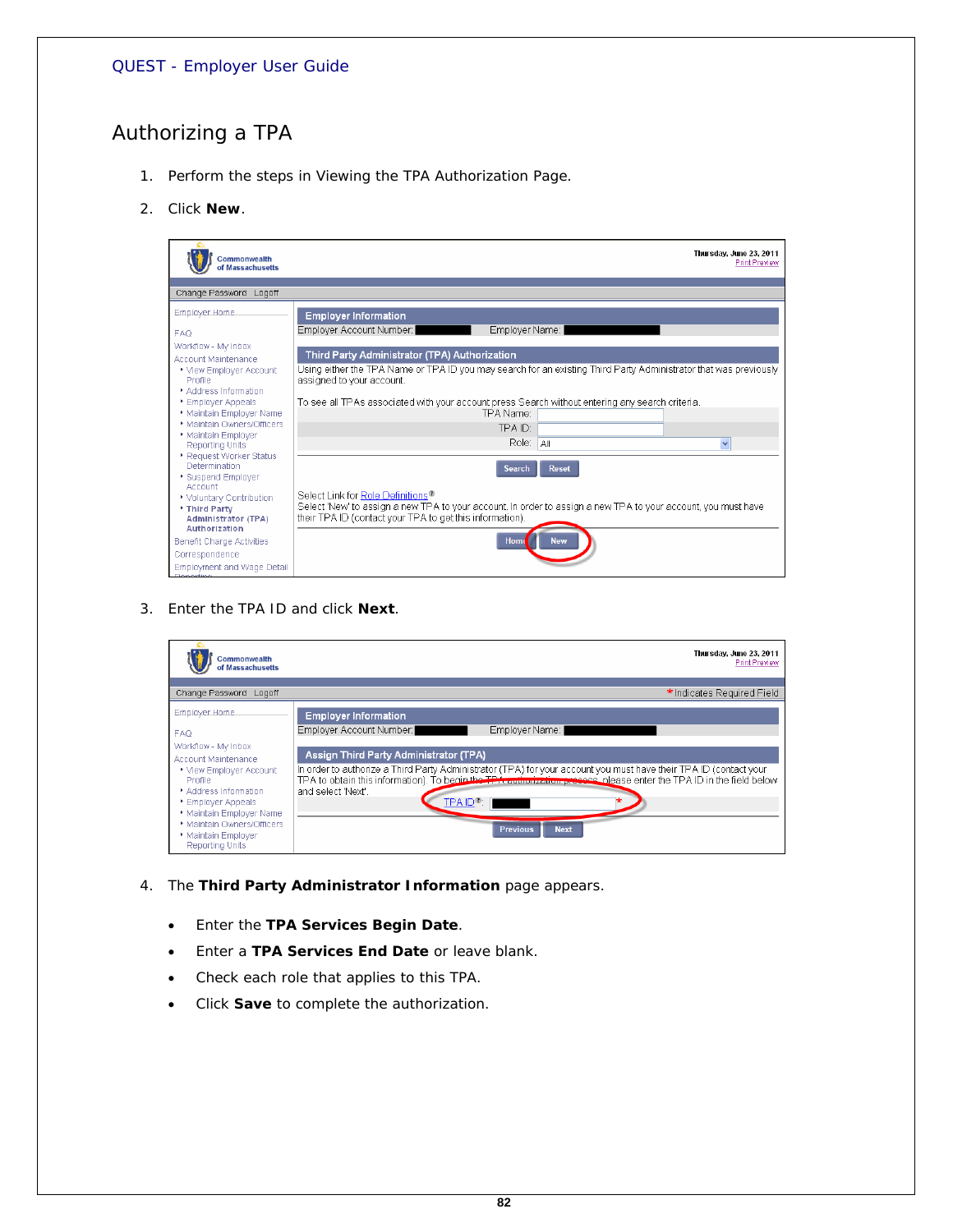## Authorizing a TPA

1. Perform the steps in Viewing the TPA Authorization Page.
2. Click **New**.
3. Enter the TPA ID and click **Next**.
4. The **Third Party Administrator Information** page appears.
   - Enter the **TPA Services Begin Date**.
   - Enter a **TPA Services End Date** or leave blank.
   - Check each role that applies to this TPA.
   - Click **Save** to complete the authorization.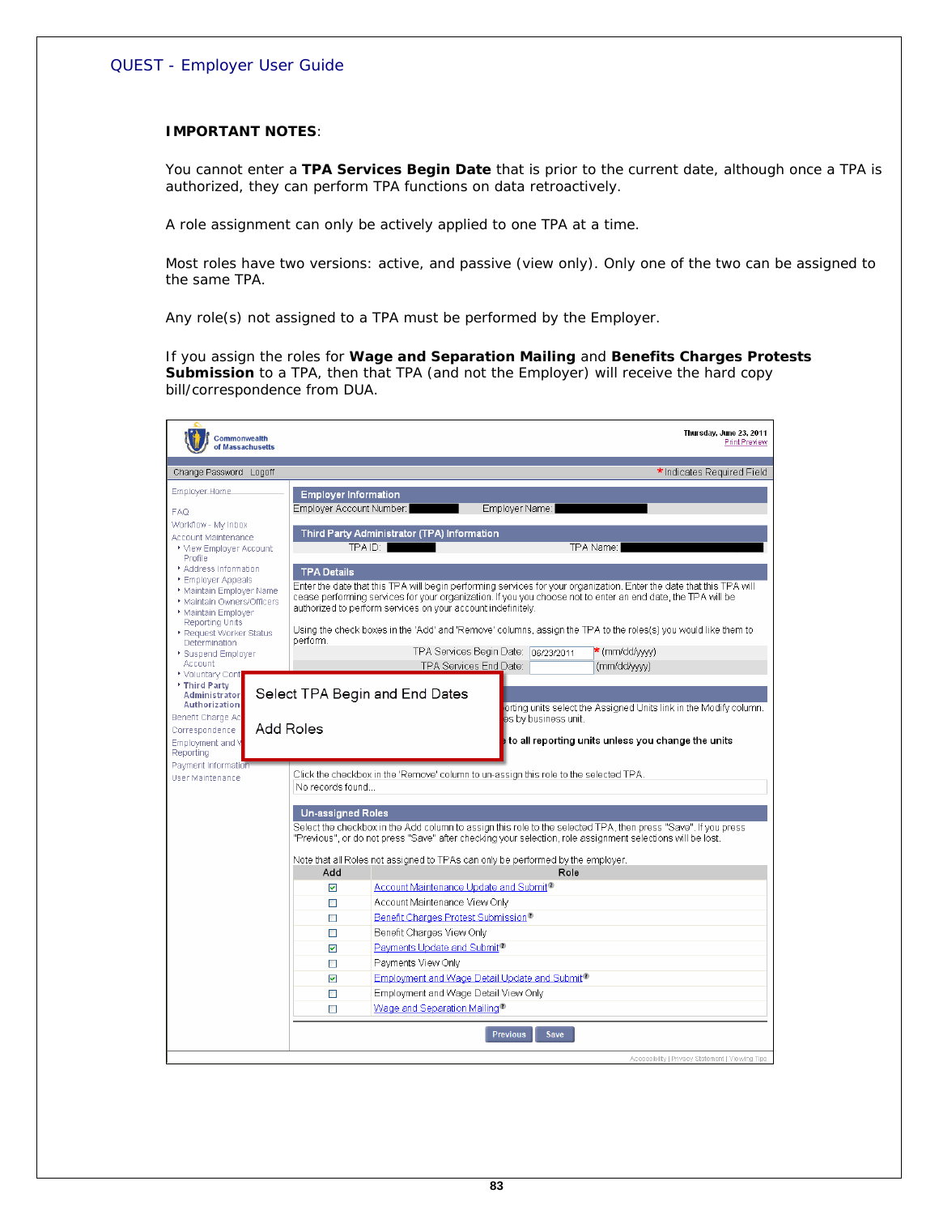**IMPORTANT NOTES**:

You cannot enter a **TPA Services Begin Date** that is prior to the current date, although once a TPA is authorized, they can perform TPA functions on data retroactively.

A role assignment can only be actively applied to one TPA at a time.

Most roles have two versions: active, and passive (view only). Only one of the two can be assigned to the same TPA.

Any role(s) not assigned to a TPA must be performed by the Employer.

If you assign the roles for **Wage and Separation Mailing** and **Benefits Charges Protests Submission** to a TPA, then that TPA (and not the Employer) will receive the hard copy bill/correspondence from DUA.

Commonwealth of Massachusetts

Thursday, June 23, 2011
Print Preview

Change Password Logoff

* Indicates Required Field

Employer Home
FAQ
Workflow - My Inbox
Account Maintenance
- View Employer Account Profile
- Address Information
- Employer Appeals
- Maintain Employer Name
- Maintain Owners/Officers
- Maintain Employer Reporting Units
- Request Worker Status Determination
- Suspend Employer Account
- Voluntary Cont...
- **Third Party Administrator Authorization**

Benefit Charge Ac...
Correspondence
Employment and W... Reporting
Payment Information
User Maintenance

**Employer Information**

Employer Account Number: Employer Name:

**Third Party Administrator (TPA) Information**

TPA ID: TPA Name:

**TPA Details**

Enter the date that this TPA will begin performing services for your organization. Enter the date that this TPA will cease performing services for your organization. If you you choose not to enter an end date, the TPA will be authorized to perform services on your account indefinitely.

Using the check boxes in the 'Add' and 'Remove' columns, assign the TPA to the roles(s) you would like them to perform.

TPA Services Begin Date: 06/23/2011 * (mm/dd/yyyy)
TPA Services End Date: (mm/dd/yyyy)

Select TPA Begin and End Dates

Add Roles

...orting units select the Assigned Units link in the Modify column. ...es by business unit.

...to all reporting units unless you change the units

Click the checkbox in the 'Remove' column to un-assign this role to the selected TPA.

No records found...

**Un-assigned Roles**

Select the checkbox in the Add column to assign this role to the selected TPA, then press "Save". If you press "Previous", or do not press "Save" after checking your selection, role assignment selections will be lost.

Note that all Roles not assigned to TPAs can only be performed by the employer.

| Add | Role |
|---|---|
| ☑ | Account Maintenance Update and Submit |
| ☐ | Account Maintenance View Only |
| ☐ | Benefit Charges Protest Submission |
| ☐ | Benefit Charges View Only |
| ☑ | Payments Update and Submit |
| ☐ | Payments View Only |
| ☑ | Employment and Wage Detail Update and Submit |
| ☐ | Employment and Wage Detail View Only |
| ☐ | Wage and Separation Mailing |

Previous Save

Accessibility | Privacy Statement | Viewing Tips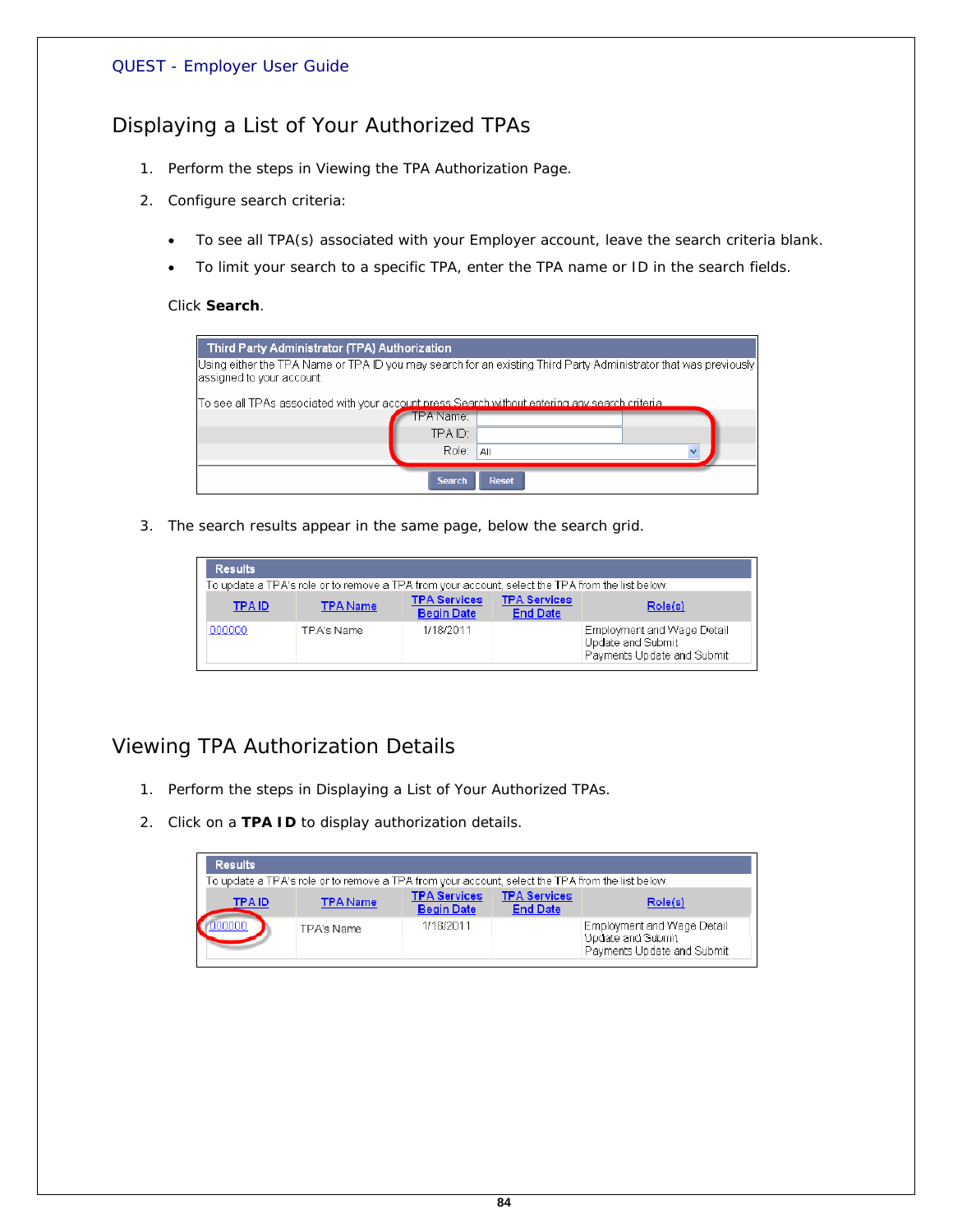## Displaying a List of Your Authorized TPAs

1. Perform the steps in Viewing the TPA Authorization Page.
2. Configure search criteria:
   - To see all TPA(s) associated with your Employer account, leave the search criteria blank.
   - To limit your search to a specific TPA, enter the TPA name or ID in the search fields.

   Click **Search**.

**Third Party Administrator (TPA) Authorization**

Using either the TPA Name or TPA ID you may search for an existing Third Party Administrator that was previously assigned to your account.

To see all TPAs associated with your account press Search without entering any search criteria.

| | |
|---|---|
| TPA Name: | |
| TPA ID: | |
| Role: | All |

Search | Reset

3. The search results appear in the same page, below the search grid.

**Results**

To update a TPA's role or to remove a TPA from your account, select the TPA from the list below.

| TPA ID | TPA Name | TPA Services Begin Date | TPA Services End Date | Role(s) |
|---|---|---|---|---|
| 000000 | TPA's Name | 1/18/2011 | | Employment and Wage Detail Update and Submit<br>Payments Update and Submit |

## Viewing TPA Authorization Details

1. Perform the steps in Displaying a List of Your Authorized TPAs.
2. Click on a **TPA ID** to display authorization details.

**Results**

To update a TPA's role or to remove a TPA from your account, select the TPA from the list below.

| TPA ID | TPA Name | TPA Services Begin Date | TPA Services End Date | Role(s) |
|---|---|---|---|---|
| 000000 | TPA's Name | 1/18/2011 | | Employment and Wage Detail Update and Submit<br>Payments Update and Submit |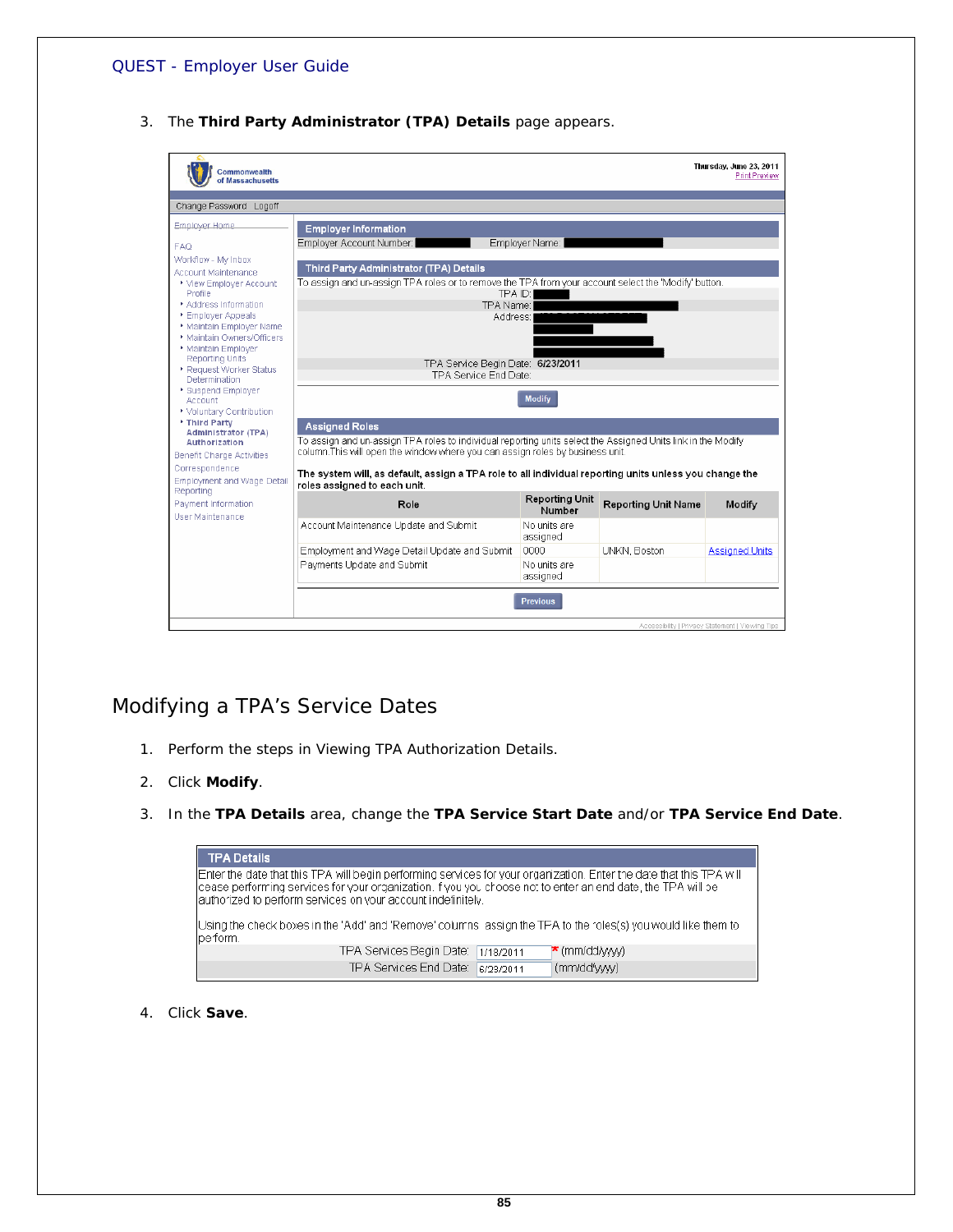3. The **Third Party Administrator (TPA) Details** page appears.

## Modifying a TPA's Service Dates

1. Perform the steps in Viewing TPA Authorization Details.
2. Click **Modify**.
3. In the **TPA Details** area, change the **TPA Service Start Date** and/or **TPA Service End Date**.
4. Click **Save**.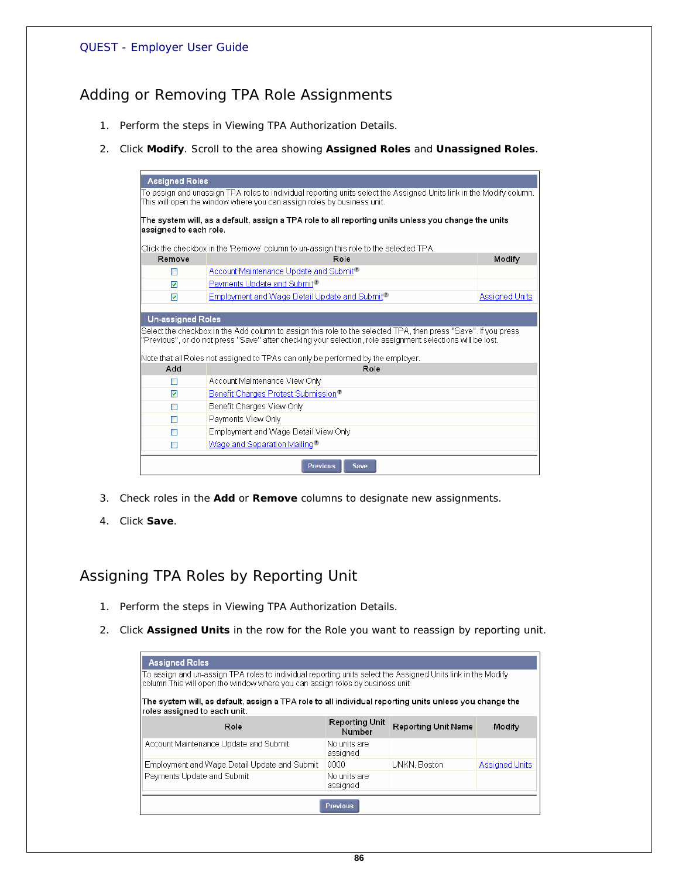## Adding or Removing TPA Role Assignments

1. Perform the steps in Viewing TPA Authorization Details.
2. Click **Modify**. Scroll to the area showing **Assigned Roles** and **Unassigned Roles**.

**Assigned Roles**

To assign and unassign TPA roles to individual reporting units select the Assigned Units link in the Modify column. This will open the window where you can assign roles by business unit.

**The system will, as a default, assign a TPA role to all reporting units unless you change the units assigned to each role.**

Click the checkbox in the 'Remove' column to un-assign this role to the selected TPA.

| Remove | Role | Modify |
|---|---|---|
| ☐ | Account Maintenance Update and Submit | |
| ☑ | Payments Update and Submit | |
| ☑ | Employment and Wage Detail Update and Submit | Assigned Units |

**Un-assigned Roles**

Select the checkbox in the Add column to assign this role to the selected TPA, then press "Save". If you press "Previous", or do not press "Save" after checking your selection, role assignment selections will be lost.

Note that all Roles not assigned to TPAs can only be performed by the employer.

| Add | Role |
|---|---|
| ☐ | Account Maintenance View Only |
| ☑ | Benefit Charges Protest Submission |
| ☐ | Benefit Charges View Only |
| ☐ | Payments View Only |
| ☐ | Employment and Wage Detail View Only |
| ☐ | Wage and Separation Mailing |

Previous | Save

3. Check roles in the **Add** or **Remove** columns to designate new assignments.
4. Click **Save**.

## Assigning TPA Roles by Reporting Unit

1. Perform the steps in Viewing TPA Authorization Details.
2. Click **Assigned Units** in the row for the Role you want to reassign by reporting unit.

**Assigned Roles**

To assign and un-assign TPA roles to individual reporting units select the Assigned Units link in the Modify column.This will open the window where you can assign roles by business unit.

**The system will, as default, assign a TPA role to all individual reporting units unless you change the roles assigned to each unit.**

| Role | Reporting Unit Number | Reporting Unit Name | Modify |
|---|---|---|---|
| Account Maintenance Update and Submit | No units are assigned | | |
| Employment and Wage Detail Update and Submit | 0000 | UNKN, Boston | Assigned Units |
| Payments Update and Submit | No units are assigned | | |

Previous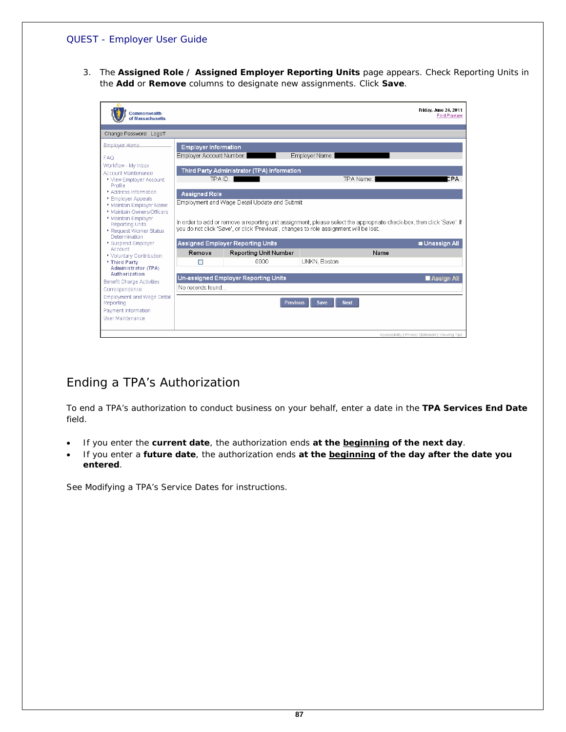3. The **Assigned Role / Assigned Employer Reporting Units** page appears. Check Reporting Units in the **Add** or **Remove** columns to designate new assignments. Click **Save**.

## Ending a TPA's Authorization

To end a TPA's authorization to conduct business on your behalf, enter a date in the **TPA Services End Date** field.

- If you enter the **current date**, the authorization ends **at the <u>beginning</u> of the next day**.
- If you enter a **future date**, the authorization ends **at the <u>beginning</u> of the day after the date you entered**.

See Modifying a TPA's Service Dates for instructions.